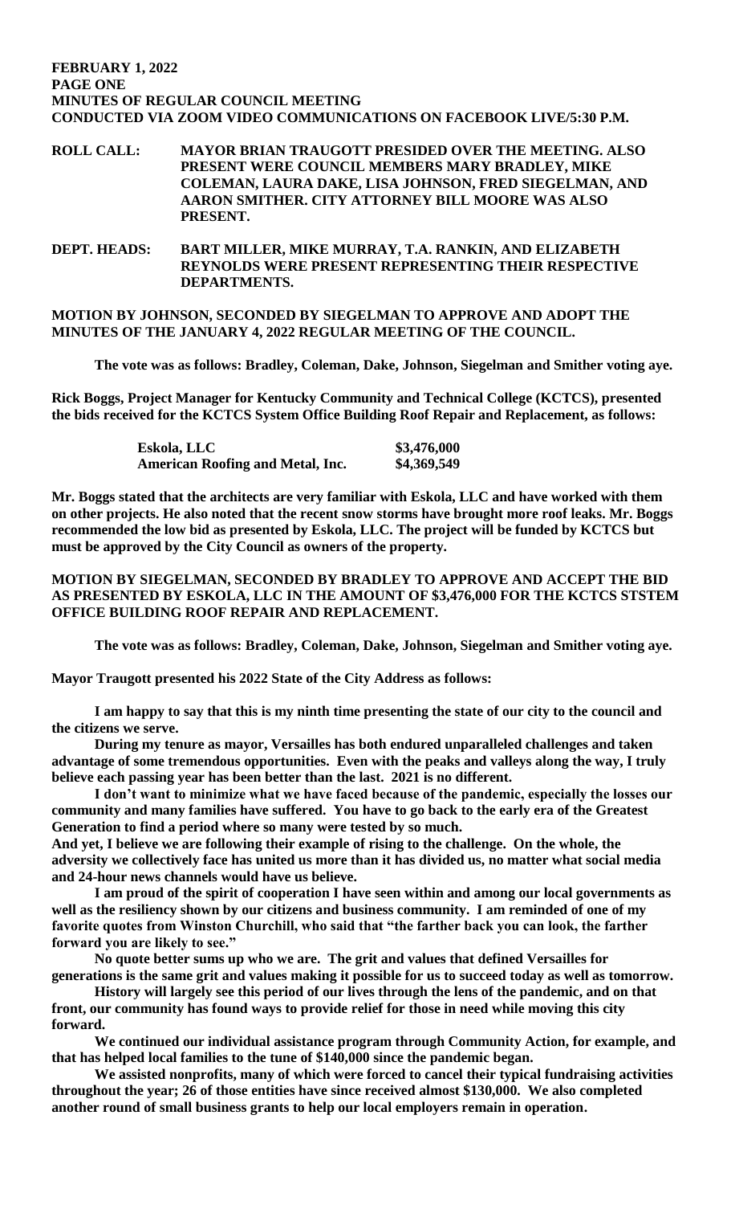**FEBRUARY 1, 2022**
**PAGE ONE**
**MINUTES OF REGULAR COUNCIL MEETING**
**CONDUCTED VIA ZOOM VIDEO COMMUNICATIONS ON FACEBOOK LIVE/5:30 P.M.**

**ROLL CALL:** MAYOR BRIAN TRAUGOTT PRESIDED OVER THE MEETING. ALSO PRESENT WERE COUNCIL MEMBERS MARY BRADLEY, MIKE COLEMAN, LAURA DAKE, LISA JOHNSON, FRED SIEGELMAN, AND AARON SMITHER. CITY ATTORNEY BILL MOORE WAS ALSO PRESENT.

**DEPT. HEADS:** BART MILLER, MIKE MURRAY, T.A. RANKIN, AND ELIZABETH REYNOLDS WERE PRESENT REPRESENTING THEIR RESPECTIVE DEPARTMENTS.

**MOTION BY JOHNSON, SECONDED BY SIEGELMAN TO APPROVE AND ADOPT THE MINUTES OF THE JANUARY 4, 2022 REGULAR MEETING OF THE COUNCIL.**

The vote was as follows: Bradley, Coleman, Dake, Johnson, Siegelman and Smither voting aye.

Rick Boggs, Project Manager for Kentucky Community and Technical College (KCTCS), presented the bids received for the KCTCS System Office Building Roof Repair and Replacement, as follows:

| | |
|---|---|
| Eskola, LLC | \$3,476,000 |
| American Roofing and Metal, Inc. | \$4,369,549 |

Mr. Boggs stated that the architects are very familiar with Eskola, LLC and have worked with them on other projects. He also noted that the recent snow storms have brought more roof leaks. Mr. Boggs recommended the low bid as presented by Eskola, LLC. The project will be funded by KCTCS but must be approved by the City Council as owners of the property.

**MOTION BY SIEGELMAN, SECONDED BY BRADLEY TO APPROVE AND ACCEPT THE BID AS PRESENTED BY ESKOLA, LLC IN THE AMOUNT OF \$3,476,000 FOR THE KCTCS STSTEM OFFICE BUILDING ROOF REPAIR AND REPLACEMENT.**

The vote was as follows: Bradley, Coleman, Dake, Johnson, Siegelman and Smither voting aye.

Mayor Traugott presented his 2022 State of the City Address as follows:

I am happy to say that this is my ninth time presenting the state of our city to the council and the citizens we serve.

During my tenure as mayor, Versailles has both endured unparalleled challenges and taken advantage of some tremendous opportunities. Even with the peaks and valleys along the way, I truly believe each passing year has been better than the last. 2021 is no different.

I don't want to minimize what we have faced because of the pandemic, especially the losses our community and many families have suffered. You have to go back to the early era of the Greatest Generation to find a period where so many were tested by so much.

And yet, I believe we are following their example of rising to the challenge. On the whole, the adversity we collectively face has united us more than it has divided us, no matter what social media and 24-hour news channels would have us believe.

I am proud of the spirit of cooperation I have seen within and among our local governments as well as the resiliency shown by our citizens and business community. I am reminded of one of my favorite quotes from Winston Churchill, who said that "the farther back you can look, the farther forward you are likely to see."

No quote better sums up who we are. The grit and values that defined Versailles for generations is the same grit and values making it possible for us to succeed today as well as tomorrow.

History will largely see this period of our lives through the lens of the pandemic, and on that front, our community has found ways to provide relief for those in need while moving this city forward.

We continued our individual assistance program through Community Action, for example, and that has helped local families to the tune of \$140,000 since the pandemic began.

We assisted nonprofits, many of which were forced to cancel their typical fundraising activities throughout the year; 26 of those entities have since received almost \$130,000. We also completed another round of small business grants to help our local employers remain in operation.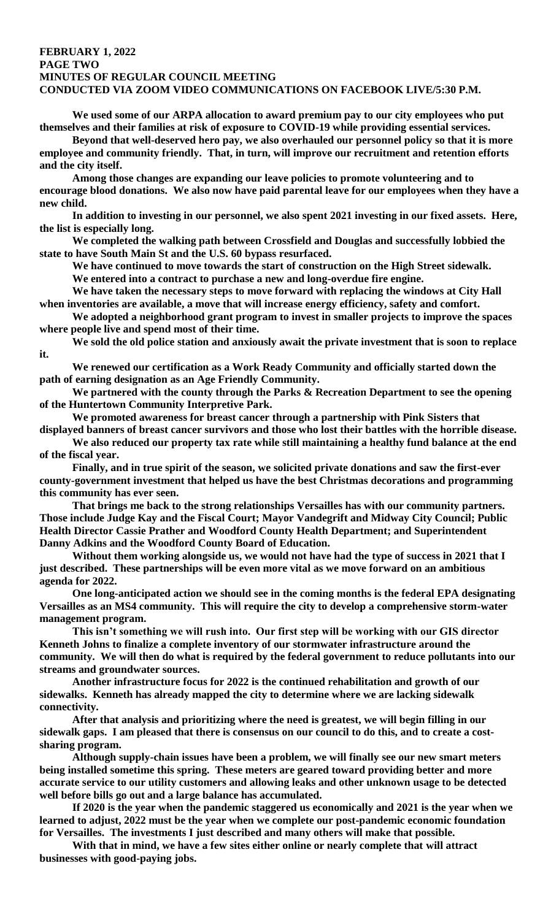**We used some of our ARPA allocation to award premium pay to our city employees who put themselves and their families at risk of exposure to COVID-19 while providing essential services.**

**Beyond that well-deserved hero pay, we also overhauled our personnel policy so that it is more employee and community friendly. That, in turn, will improve our recruitment and retention efforts and the city itself.**

**Among those changes are expanding our leave policies to promote volunteering and to encourage blood donations. We also now have paid parental leave for our employees when they have a new child.**

**In addition to investing in our personnel, we also spent 2021 investing in our fixed assets. Here, the list is especially long.**

**We completed the walking path between Crossfield and Douglas and successfully lobbied the state to have South Main St and the U.S. 60 bypass resurfaced.**

**We have continued to move towards the start of construction on the High Street sidewalk.**

**We entered into a contract to purchase a new and long-overdue fire engine.**

**We have taken the necessary steps to move forward with replacing the windows at City Hall when inventories are available, a move that will increase energy efficiency, safety and comfort.**

**We adopted a neighborhood grant program to invest in smaller projects to improve the spaces where people live and spend most of their time.**

**We sold the old police station and anxiously await the private investment that is soon to replace it.**

**We renewed our certification as a Work Ready Community and officially started down the path of earning designation as an Age Friendly Community.**

**We partnered with the county through the Parks & Recreation Department to see the opening of the Huntertown Community Interpretive Park.**

**We promoted awareness for breast cancer through a partnership with Pink Sisters that displayed banners of breast cancer survivors and those who lost their battles with the horrible disease.**

**We also reduced our property tax rate while still maintaining a healthy fund balance at the end of the fiscal year.**

**Finally, and in true spirit of the season, we solicited private donations and saw the first-ever county-government investment that helped us have the best Christmas decorations and programming this community has ever seen.**

**That brings me back to the strong relationships Versailles has with our community partners. Those include Judge Kay and the Fiscal Court; Mayor Vandegrift and Midway City Council; Public Health Director Cassie Prather and Woodford County Health Department; and Superintendent Danny Adkins and the Woodford County Board of Education.**

**Without them working alongside us, we would not have had the type of success in 2021 that I just described. These partnerships will be even more vital as we move forward on an ambitious agenda for 2022.**

**One long-anticipated action we should see in the coming months is the federal EPA designating Versailles as an MS4 community. This will require the city to develop a comprehensive storm-water management program.**

**This isn't something we will rush into. Our first step will be working with our GIS director Kenneth Johns to finalize a complete inventory of our stormwater infrastructure around the community. We will then do what is required by the federal government to reduce pollutants into our streams and groundwater sources.**

**Another infrastructure focus for 2022 is the continued rehabilitation and growth of our sidewalks. Kenneth has already mapped the city to determine where we are lacking sidewalk connectivity.**

**After that analysis and prioritizing where the need is greatest, we will begin filling in our sidewalk gaps. I am pleased that there is consensus on our council to do this, and to create a cost-sharing program.**

**Although supply-chain issues have been a problem, we will finally see our new smart meters being installed sometime this spring. These meters are geared toward providing better and more accurate service to our utility customers and allowing leaks and other unknown usage to be detected well before bills go out and a large balance has accumulated.**

**If 2020 is the year when the pandemic staggered us economically and 2021 is the year when we learned to adjust, 2022 must be the year when we complete our post-pandemic economic foundation for Versailles. The investments I just described and many others will make that possible.**

**With that in mind, we have a few sites either online or nearly complete that will attract businesses with good-paying jobs.**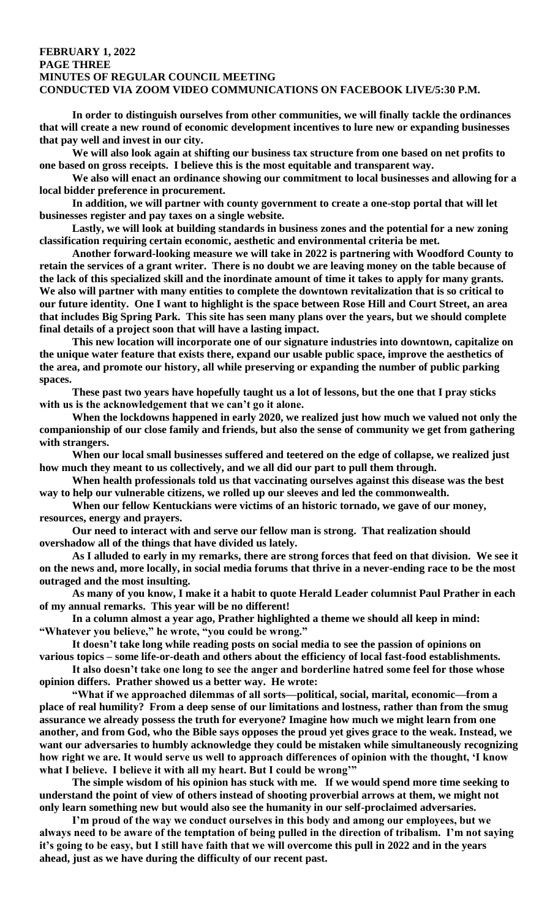In order to distinguish ourselves from other communities, we will finally tackle the ordinances that will create a new round of economic development incentives to lure new or expanding businesses that pay well and invest in our city.

We will also look again at shifting our business tax structure from one based on net profits to one based on gross receipts. I believe this is the most equitable and transparent way.

We also will enact an ordinance showing our commitment to local businesses and allowing for a local bidder preference in procurement.

In addition, we will partner with county government to create a one-stop portal that will let businesses register and pay taxes on a single website.

Lastly, we will look at building standards in business zones and the potential for a new zoning classification requiring certain economic, aesthetic and environmental criteria be met.

Another forward-looking measure we will take in 2022 is partnering with Woodford County to retain the services of a grant writer. There is no doubt we are leaving money on the table because of the lack of this specialized skill and the inordinate amount of time it takes to apply for many grants. We also will partner with many entities to complete the downtown revitalization that is so critical to our future identity. One I want to highlight is the space between Rose Hill and Court Street, an area that includes Big Spring Park. This site has seen many plans over the years, but we should complete final details of a project soon that will have a lasting impact.

This new location will incorporate one of our signature industries into downtown, capitalize on the unique water feature that exists there, expand our usable public space, improve the aesthetics of the area, and promote our history, all while preserving or expanding the number of public parking spaces.

These past two years have hopefully taught us a lot of lessons, but the one that I pray sticks with us is the acknowledgement that we can't go it alone.

When the lockdowns happened in early 2020, we realized just how much we valued not only the companionship of our close family and friends, but also the sense of community we get from gathering with strangers.

When our local small businesses suffered and teetered on the edge of collapse, we realized just how much they meant to us collectively, and we all did our part to pull them through.

When health professionals told us that vaccinating ourselves against this disease was the best way to help our vulnerable citizens, we rolled up our sleeves and led the commonwealth.

When our fellow Kentuckians were victims of an historic tornado, we gave of our money, resources, energy and prayers.

Our need to interact with and serve our fellow man is strong. That realization should overshadow all of the things that have divided us lately.

As I alluded to early in my remarks, there are strong forces that feed on that division. We see it on the news and, more locally, in social media forums that thrive in a never-ending race to be the most outraged and the most insulting.

As many of you know, I make it a habit to quote Herald Leader columnist Paul Prather in each of my annual remarks. This year will be no different!

In a column almost a year ago, Prather highlighted a theme we should all keep in mind: "Whatever you believe," he wrote, "you could be wrong."

It doesn't take long while reading posts on social media to see the passion of opinions on various topics – some life-or-death and others about the efficiency of local fast-food establishments.

It also doesn't take one long to see the anger and borderline hatred some feel for those whose opinion differs. Prather showed us a better way. He wrote:

"What if we approached dilemmas of all sorts—political, social, marital, economic—from a place of real humility? From a deep sense of our limitations and lostness, rather than from the smug assurance we already possess the truth for everyone? Imagine how much we might learn from one another, and from God, who the Bible says opposes the proud yet gives grace to the weak. Instead, we want our adversaries to humbly acknowledge they could be mistaken while simultaneously recognizing how right we are. It would serve us well to approach differences of opinion with the thought, 'I know what I believe. I believe it with all my heart. But I could be wrong'"

The simple wisdom of his opinion has stuck with me. If we would spend more time seeking to understand the point of view of others instead of shooting proverbial arrows at them, we might not only learn something new but would also see the humanity in our self-proclaimed adversaries.

I'm proud of the way we conduct ourselves in this body and among our employees, but we always need to be aware of the temptation of being pulled in the direction of tribalism. I'm not saying it's going to be easy, but I still have faith that we will overcome this pull in 2022 and in the years ahead, just as we have during the difficulty of our recent past.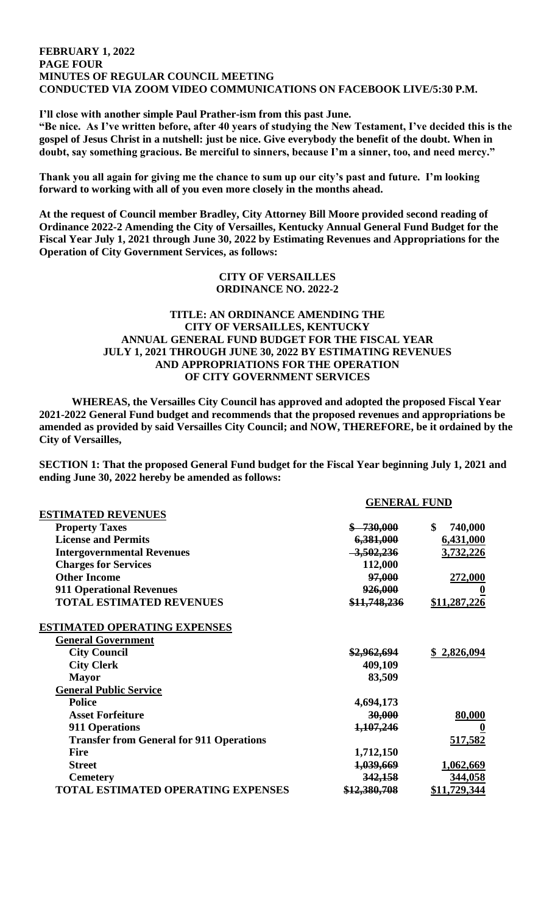**I'll close with another simple Paul Prather-ism from this past June.**

**"Be nice. As I've written before, after 40 years of studying the New Testament, I've decided this is the gospel of Jesus Christ in a nutshell: just be nice. Give everybody the benefit of the doubt. When in doubt, say something gracious. Be merciful to sinners, because I'm a sinner, too, and need mercy."**

**Thank you all again for giving me the chance to sum up our city's past and future. I'm looking forward to working with all of you even more closely in the months ahead.**

**At the request of Council member Bradley, City Attorney Bill Moore provided second reading of Ordinance 2022-2 Amending the City of Versailles, Kentucky Annual General Fund Budget for the Fiscal Year July 1, 2021 through June 30, 2022 by Estimating Revenues and Appropriations for the Operation of City Government Services, as follows:**

**CITY OF VERSAILLES**
**ORDINANCE NO. 2022-2**

**TITLE: AN ORDINANCE AMENDING THE CITY OF VERSAILLES, KENTUCKY ANNUAL GENERAL FUND BUDGET FOR THE FISCAL YEAR JULY 1, 2021 THROUGH JUNE 30, 2022 BY ESTIMATING REVENUES AND APPROPRIATIONS FOR THE OPERATION OF CITY GOVERNMENT SERVICES**

**WHEREAS, the Versailles City Council has approved and adopted the proposed Fiscal Year 2021-2022 General Fund budget and recommends that the proposed revenues and appropriations be amended as provided by said Versailles City Council; and NOW, THEREFORE, be it ordained by the City of Versailles,**

**SECTION 1: That the proposed General Fund budget for the Fiscal Year beginning July 1, 2021 and ending June 30, 2022 hereby be amended as follows:**

| | **GENERAL FUND** | |
|---|---|---|
| **ESTIMATED REVENUES** | | |
| **Property Taxes** | ~~$ 730,000~~ | **$ 740,000** |
| **License and Permits** | ~~6,381,000~~ | **6,431,000** |
| **Intergovernmental Revenues** | ~~3,502,236~~ | **3,732,226** |
| **Charges for Services** | **112,000** | |
| **Other Income** | ~~97,000~~ | **272,000** |
| **911 Operational Revenues** | ~~926,000~~ | **0** |
| **TOTAL ESTIMATED REVENUES** | ~~$11,748,236~~ | **$11,287,226** |
| **ESTIMATED OPERATING EXPENSES** | | |
| **General Government** | | |
| **City Council** | ~~$2,962,694~~ | **$ 2,826,094** |
| **City Clerk** | **409,109** | |
| **Mayor** | **83,509** | |
| **General Public Service** | | |
| **Police** | **4,694,173** | |
| **Asset Forfeiture** | ~~30,000~~ | **80,000** |
| **911 Operations** | ~~1,107,246~~ | **0** |
| **Transfer from General for 911 Operations** | | **517,582** |
| **Fire** | **1,712,150** | |
| **Street** | ~~1,039,669~~ | **1,062,669** |
| **Cemetery** | ~~342,158~~ | **344,058** |
| **TOTAL ESTIMATED OPERATING EXPENSES** | ~~$12,380,708~~ | **$11,729,344** |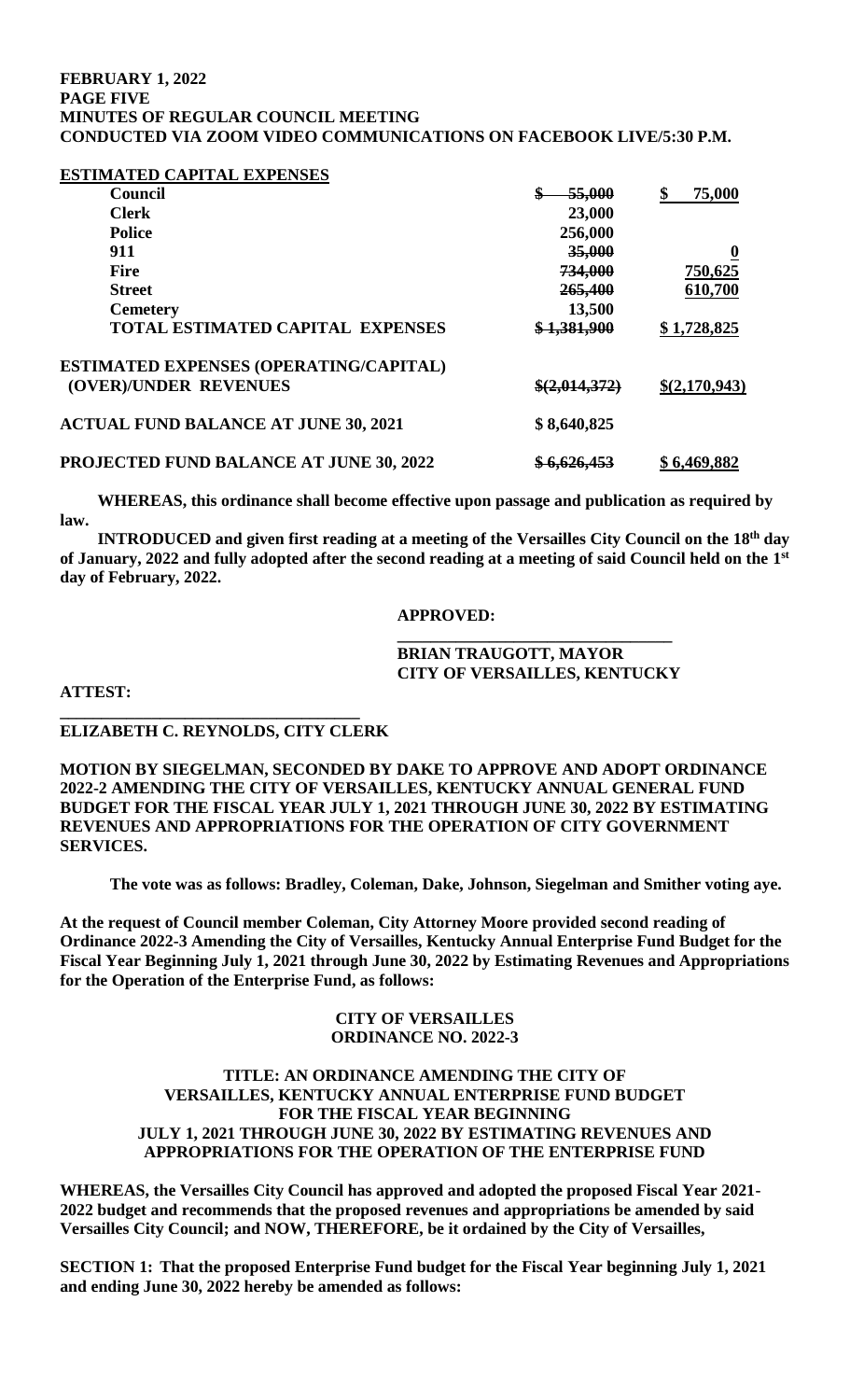**ESTIMATED CAPITAL EXPENSES**

| | | |
|---|---|---|
| **Council** | ~~**$ 55,000**~~ | **$ 75,000** |
| **Clerk** | **23,000** | |
| **Police** | **256,000** | |
| **911** | ~~**35,000**~~ | **0** |
| **Fire** | ~~**734,000**~~ | **750,625** |
| **Street** | ~~**265,400**~~ | **610,700** |
| **Cemetery** | **13,500** | |
| **TOTAL ESTIMATED CAPITAL EXPENSES** | ~~**$ 1,381,900**~~ | **$ 1,728,825** |
| **ESTIMATED EXPENSES (OPERATING/CAPITAL) (OVER)/UNDER REVENUES** | ~~**$(2,014,372)**~~ | **$(2,170,943)** |
| **ACTUAL FUND BALANCE AT JUNE 30, 2021** | **$ 8,640,825** | |
| **PROJECTED FUND BALANCE AT JUNE 30, 2022** | ~~**$ 6,626,453**~~ | **$ 6,469,882** |

**WHEREAS, this ordinance shall become effective upon passage and publication as required by law.**

**INTRODUCED and given first reading at a meeting of the Versailles City Council on the 18th day of January, 2022 and fully adopted after the second reading at a meeting of said Council held on the 1st day of February, 2022.**

**APPROVED:**

**\_\_\_\_\_\_\_\_\_\_\_\_\_\_\_\_\_\_\_\_\_\_\_\_\_\_\_\_\_\_\_\_\_\_**
**BRIAN TRAUGOTT, MAYOR**
**CITY OF VERSAILLES, KENTUCKY**

**ATTEST:**

**\_\_\_\_\_\_\_\_\_\_\_\_\_\_\_\_\_\_\_\_\_\_\_\_\_\_\_\_\_\_\_\_\_\_\_\_**
**ELIZABETH C. REYNOLDS, CITY CLERK**

**MOTION BY SIEGELMAN, SECONDED BY DAKE TO APPROVE AND ADOPT ORDINANCE 2022-2 AMENDING THE CITY OF VERSAILLES, KENTUCKY ANNUAL GENERAL FUND BUDGET FOR THE FISCAL YEAR JULY 1, 2021 THROUGH JUNE 30, 2022 BY ESTIMATING REVENUES AND APPROPRIATIONS FOR THE OPERATION OF CITY GOVERNMENT SERVICES.**

**The vote was as follows: Bradley, Coleman, Dake, Johnson, Siegelman and Smither voting aye.**

**At the request of Council member Coleman, City Attorney Moore provided second reading of Ordinance 2022-3 Amending the City of Versailles, Kentucky Annual Enterprise Fund Budget for the Fiscal Year Beginning July 1, 2021 through June 30, 2022 by Estimating Revenues and Appropriations for the Operation of the Enterprise Fund, as follows:**

**CITY OF VERSAILLES**
**ORDINANCE NO. 2022-3**

**TITLE: AN ORDINANCE AMENDING THE CITY OF VERSAILLES, KENTUCKY ANNUAL ENTERPRISE FUND BUDGET FOR THE FISCAL YEAR BEGINNING JULY 1, 2021 THROUGH JUNE 30, 2022 BY ESTIMATING REVENUES AND APPROPRIATIONS FOR THE OPERATION OF THE ENTERPRISE FUND**

**WHEREAS, the Versailles City Council has approved and adopted the proposed Fiscal Year 2021-2022 budget and recommends that the proposed revenues and appropriations be amended by said Versailles City Council; and NOW, THEREFORE, be it ordained by the City of Versailles,**

**SECTION 1: That the proposed Enterprise Fund budget for the Fiscal Year beginning July 1, 2021 and ending June 30, 2022 hereby be amended as follows:**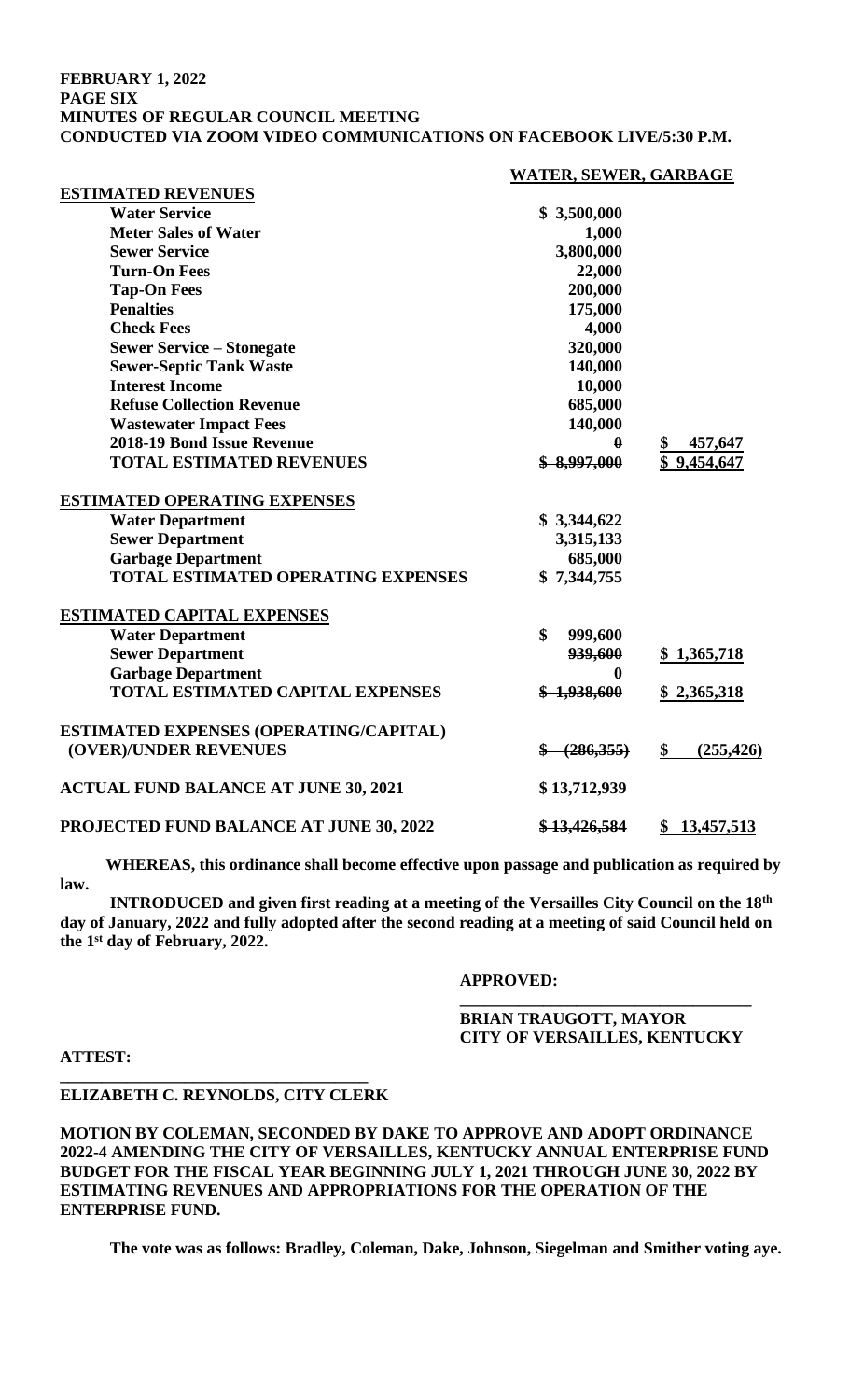| | WATER, SEWER, GARBAGE | |
|---|---|---|
| **ESTIMATED REVENUES** | | |
| Water Service | $ 3,500,000 | |
| Meter Sales of Water | 1,000 | |
| Sewer Service | 3,800,000 | |
| Turn-On Fees | 22,000 | |
| Tap-On Fees | 200,000 | |
| Penalties | 175,000 | |
| Check Fees | 4,000 | |
| Sewer Service – Stonegate | 320,000 | |
| Sewer-Septic Tank Waste | 140,000 | |
| Interest Income | 10,000 | |
| Refuse Collection Revenue | 685,000 | |
| Wastewater Impact Fees | 140,000 | |
| 2018-19 Bond Issue Revenue | ~~0~~ | $ 457,647 |
| **TOTAL ESTIMATED REVENUES** | ~~$ 8,997,000~~ | $ 9,454,647 |
| | | |
| **ESTIMATED OPERATING EXPENSES** | | |
| Water Department | $ 3,344,622 | |
| Sewer Department | 3,315,133 | |
| Garbage Department | 685,000 | |
| **TOTAL ESTIMATED OPERATING EXPENSES** | $ 7,344,755 | |
| | | |
| **ESTIMATED CAPITAL EXPENSES** | | |
| Water Department | $ 999,600 | |
| Sewer Department | ~~939,600~~ | $ 1,365,718 |
| Garbage Department | 0 | |
| **TOTAL ESTIMATED CAPITAL EXPENSES** | ~~$ 1,938,600~~ | $ 2,365,318 |
| | | |
| **ESTIMATED EXPENSES (OPERATING/CAPITAL) (OVER)/UNDER REVENUES** | ~~$ (286,355)~~ | $ (255,426) |
| | | |
| **ACTUAL FUND BALANCE AT JUNE 30, 2021** | $ 13,712,939 | |
| | | |
| **PROJECTED FUND BALANCE AT JUNE 30, 2022** | ~~$ 13,426,584~~ | $ 13,457,513 |

**WHEREAS, this ordinance shall become effective upon passage and publication as required by law.**

**INTRODUCED and given first reading at a meeting of the Versailles City Council on the 18th day of January, 2022 and fully adopted after the second reading at a meeting of said Council held on the 1st day of February, 2022.**

**APPROVED:**

**\_\_\_\_\_\_\_\_\_\_\_\_\_\_\_\_\_\_\_\_\_\_\_\_\_\_\_\_\_\_\_\_\_\_\_\_**
**BRIAN TRAUGOTT, MAYOR**
**CITY OF VERSAILLES, KENTUCKY**

**ATTEST:**

**\_\_\_\_\_\_\_\_\_\_\_\_\_\_\_\_\_\_\_\_\_\_\_\_\_\_\_\_\_\_\_\_\_\_\_\_**
**ELIZABETH C. REYNOLDS, CITY CLERK**

**MOTION BY COLEMAN, SECONDED BY DAKE TO APPROVE AND ADOPT ORDINANCE 2022-4 AMENDING THE CITY OF VERSAILLES, KENTUCKY ANNUAL ENTERPRISE FUND BUDGET FOR THE FISCAL YEAR BEGINNING JULY 1, 2021 THROUGH JUNE 30, 2022 BY ESTIMATING REVENUES AND APPROPRIATIONS FOR THE OPERATION OF THE ENTERPRISE FUND.**

**The vote was as follows: Bradley, Coleman, Dake, Johnson, Siegelman and Smither voting aye.**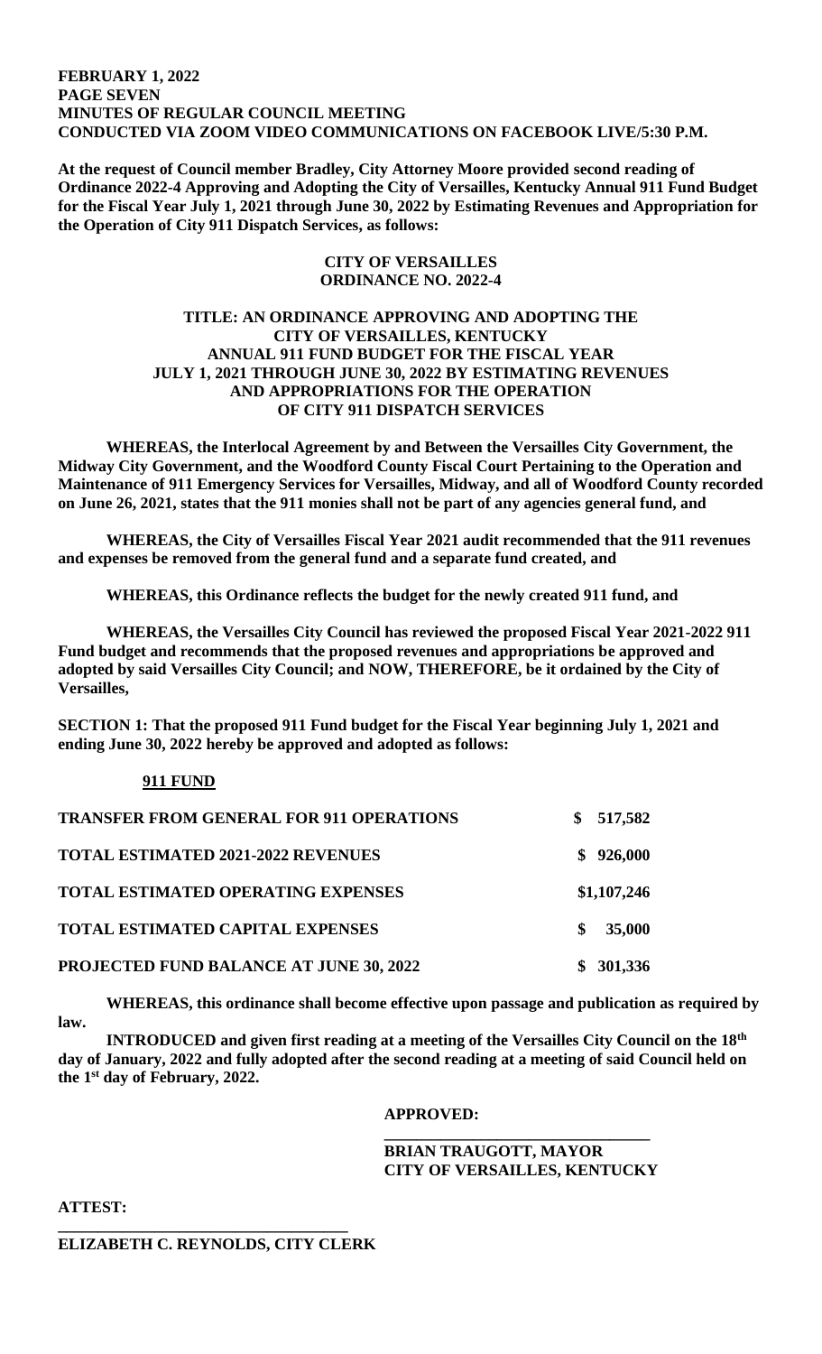**At the request of Council member Bradley, City Attorney Moore provided second reading of Ordinance 2022-4 Approving and Adopting the City of Versailles, Kentucky Annual 911 Fund Budget for the Fiscal Year July 1, 2021 through June 30, 2022 by Estimating Revenues and Appropriation for the Operation of City 911 Dispatch Services, as follows:**

**CITY OF VERSAILLES**
**ORDINANCE NO. 2022-4**

**TITLE: AN ORDINANCE APPROVING AND ADOPTING THE CITY OF VERSAILLES, KENTUCKY ANNUAL 911 FUND BUDGET FOR THE FISCAL YEAR JULY 1, 2021 THROUGH JUNE 30, 2022 BY ESTIMATING REVENUES AND APPROPRIATIONS FOR THE OPERATION OF CITY 911 DISPATCH SERVICES**

**WHEREAS, the Interlocal Agreement by and Between the Versailles City Government, the Midway City Government, and the Woodford County Fiscal Court Pertaining to the Operation and Maintenance of 911 Emergency Services for Versailles, Midway, and all of Woodford County recorded on June 26, 2021, states that the 911 monies shall not be part of any agencies general fund, and**

**WHEREAS, the City of Versailles Fiscal Year 2021 audit recommended that the 911 revenues and expenses be removed from the general fund and a separate fund created, and**

**WHEREAS, this Ordinance reflects the budget for the newly created 911 fund, and**

**WHEREAS, the Versailles City Council has reviewed the proposed Fiscal Year 2021-2022 911 Fund budget and recommends that the proposed revenues and appropriations be approved and adopted by said Versailles City Council; and NOW, THEREFORE, be it ordained by the City of Versailles,**

**SECTION 1: That the proposed 911 Fund budget for the Fiscal Year beginning July 1, 2021 and ending June 30, 2022 hereby be approved and adopted as follows:**

**911 FUND**

| | |
|---|---|
| **TRANSFER FROM GENERAL FOR 911 OPERATIONS** | **$ 517,582** |
| **TOTAL ESTIMATED 2021-2022 REVENUES** | **$ 926,000** |
| **TOTAL ESTIMATED OPERATING EXPENSES** | **$1,107,246** |
| **TOTAL ESTIMATED CAPITAL EXPENSES** | **$ 35,000** |
| **PROJECTED FUND BALANCE AT JUNE 30, 2022** | **$ 301,336** |

**WHEREAS, this ordinance shall become effective upon passage and publication as required by law.**

**INTRODUCED and given first reading at a meeting of the Versailles City Council on the 18th day of January, 2022 and fully adopted after the second reading at a meeting of said Council held on the 1st day of February, 2022.**

**APPROVED:**

**\_\_\_\_\_\_\_\_\_\_\_\_\_\_\_\_\_\_\_\_\_\_\_\_\_\_\_\_\_\_\_\_**
**BRIAN TRAUGOTT, MAYOR**
**CITY OF VERSAILLES, KENTUCKY**

**ATTEST:**

**\_\_\_\_\_\_\_\_\_\_\_\_\_\_\_\_\_\_\_\_\_\_\_\_\_\_\_\_\_\_\_\_\_\_\_\_**
**ELIZABETH C. REYNOLDS, CITY CLERK**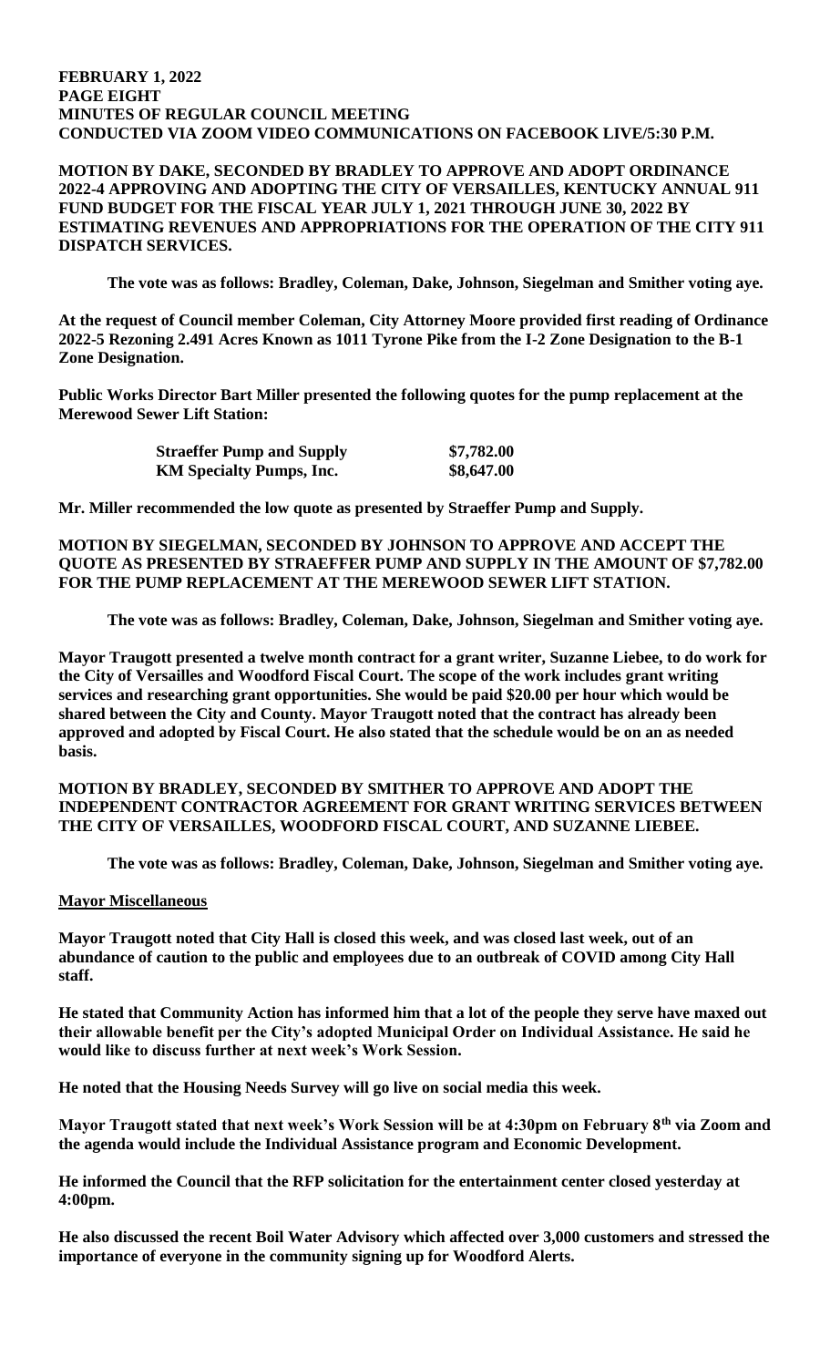**MOTION BY DAKE, SECONDED BY BRADLEY TO APPROVE AND ADOPT ORDINANCE 2022-4 APPROVING AND ADOPTING THE CITY OF VERSAILLES, KENTUCKY ANNUAL 911 FUND BUDGET FOR THE FISCAL YEAR JULY 1, 2021 THROUGH JUNE 30, 2022 BY ESTIMATING REVENUES AND APPROPRIATIONS FOR THE OPERATION OF THE CITY 911 DISPATCH SERVICES.**

**The vote was as follows: Bradley, Coleman, Dake, Johnson, Siegelman and Smither voting aye.**

**At the request of Council member Coleman, City Attorney Moore provided first reading of Ordinance 2022-5 Rezoning 2.491 Acres Known as 1011 Tyrone Pike from the I-2 Zone Designation to the B-1 Zone Designation.**

**Public Works Director Bart Miller presented the following quotes for the pump replacement at the Merewood Sewer Lift Station:**

| | |
|---|---|
| **Straeffer Pump and Supply** | **$7,782.00** |
| **KM Specialty Pumps, Inc.** | **$8,647.00** |

**Mr. Miller recommended the low quote as presented by Straeffer Pump and Supply.**

**MOTION BY SIEGELMAN, SECONDED BY JOHNSON TO APPROVE AND ACCEPT THE QUOTE AS PRESENTED BY STRAEFFER PUMP AND SUPPLY IN THE AMOUNT OF $7,782.00 FOR THE PUMP REPLACEMENT AT THE MEREWOOD SEWER LIFT STATION.**

**The vote was as follows: Bradley, Coleman, Dake, Johnson, Siegelman and Smither voting aye.**

**Mayor Traugott presented a twelve month contract for a grant writer, Suzanne Liebee, to do work for the City of Versailles and Woodford Fiscal Court. The scope of the work includes grant writing services and researching grant opportunities. She would be paid $20.00 per hour which would be shared between the City and County. Mayor Traugott noted that the contract has already been approved and adopted by Fiscal Court. He also stated that the schedule would be on an as needed basis.**

**MOTION BY BRADLEY, SECONDED BY SMITHER TO APPROVE AND ADOPT THE INDEPENDENT CONTRACTOR AGREEMENT FOR GRANT WRITING SERVICES BETWEEN THE CITY OF VERSAILLES, WOODFORD FISCAL COURT, AND SUZANNE LIEBEE.**

**The vote was as follows: Bradley, Coleman, Dake, Johnson, Siegelman and Smither voting aye.**

**Mayor Miscellaneous**

**Mayor Traugott noted that City Hall is closed this week, and was closed last week, out of an abundance of caution to the public and employees due to an outbreak of COVID among City Hall staff.**

**He stated that Community Action has informed him that a lot of the people they serve have maxed out their allowable benefit per the City's adopted Municipal Order on Individual Assistance. He said he would like to discuss further at next week's Work Session.**

**He noted that the Housing Needs Survey will go live on social media this week.**

**Mayor Traugott stated that next week's Work Session will be at 4:30pm on February 8th via Zoom and the agenda would include the Individual Assistance program and Economic Development.**

**He informed the Council that the RFP solicitation for the entertainment center closed yesterday at 4:00pm.**

**He also discussed the recent Boil Water Advisory which affected over 3,000 customers and stressed the importance of everyone in the community signing up for Woodford Alerts.**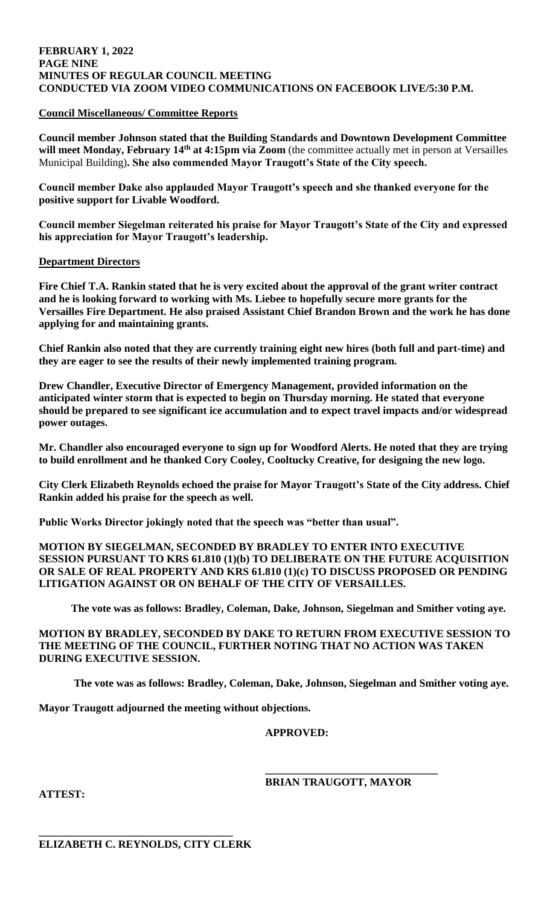**Council Miscellaneous/ Committee Reports**

**Council member Johnson stated that the Building Standards and Downtown Development Committee will meet Monday, February 14th at 4:15pm via Zoom** (the committee actually met in person at Versailles Municipal Building)**. She also commended Mayor Traugott's State of the City speech.**

**Council member Dake also applauded Mayor Traugott's speech and she thanked everyone for the positive support for Livable Woodford.**

**Council member Siegelman reiterated his praise for Mayor Traugott's State of the City and expressed his appreciation for Mayor Traugott's leadership.**

**Department Directors**

**Fire Chief T.A. Rankin stated that he is very excited about the approval of the grant writer contract and he is looking forward to working with Ms. Liebee to hopefully secure more grants for the Versailles Fire Department. He also praised Assistant Chief Brandon Brown and the work he has done applying for and maintaining grants.**

**Chief Rankin also noted that they are currently training eight new hires (both full and part-time) and they are eager to see the results of their newly implemented training program.**

**Drew Chandler, Executive Director of Emergency Management, provided information on the anticipated winter storm that is expected to begin on Thursday morning. He stated that everyone should be prepared to see significant ice accumulation and to expect travel impacts and/or widespread power outages.**

**Mr. Chandler also encouraged everyone to sign up for Woodford Alerts. He noted that they are trying to build enrollment and he thanked Cory Cooley, Cooltucky Creative, for designing the new logo.**

**City Clerk Elizabeth Reynolds echoed the praise for Mayor Traugott's State of the City address. Chief Rankin added his praise for the speech as well.**

**Public Works Director jokingly noted that the speech was "better than usual".**

**MOTION BY SIEGELMAN, SECONDED BY BRADLEY TO ENTER INTO EXECUTIVE SESSION PURSUANT TO KRS 61.810 (1)(b) TO DELIBERATE ON THE FUTURE ACQUISITION OR SALE OF REAL PROPERTY AND KRS 61.810 (1)(c) TO DISCUSS PROPOSED OR PENDING LITIGATION AGAINST OR ON BEHALF OF THE CITY OF VERSAILLES.**

**The vote was as follows: Bradley, Coleman, Dake, Johnson, Siegelman and Smither voting aye.**

**MOTION BY BRADLEY, SECONDED BY DAKE TO RETURN FROM EXECUTIVE SESSION TO THE MEETING OF THE COUNCIL, FURTHER NOTING THAT NO ACTION WAS TAKEN DURING EXECUTIVE SESSION.**

**The vote was as follows: Bradley, Coleman, Dake, Johnson, Siegelman and Smither voting aye.**

**Mayor Traugott adjourned the meeting without objections.**

**APPROVED:**

**\_\_\_\_\_\_\_\_\_\_\_\_\_\_\_\_\_\_\_\_\_\_\_\_\_\_\_\_\_\_\_\_**

**BRIAN TRAUGOTT, MAYOR**

**ATTEST:**

**\_\_\_\_\_\_\_\_\_\_\_\_\_\_\_\_\_\_\_\_\_\_\_\_\_\_\_\_\_\_\_\_\_\_\_\_**

**ELIZABETH C. REYNOLDS, CITY CLERK**